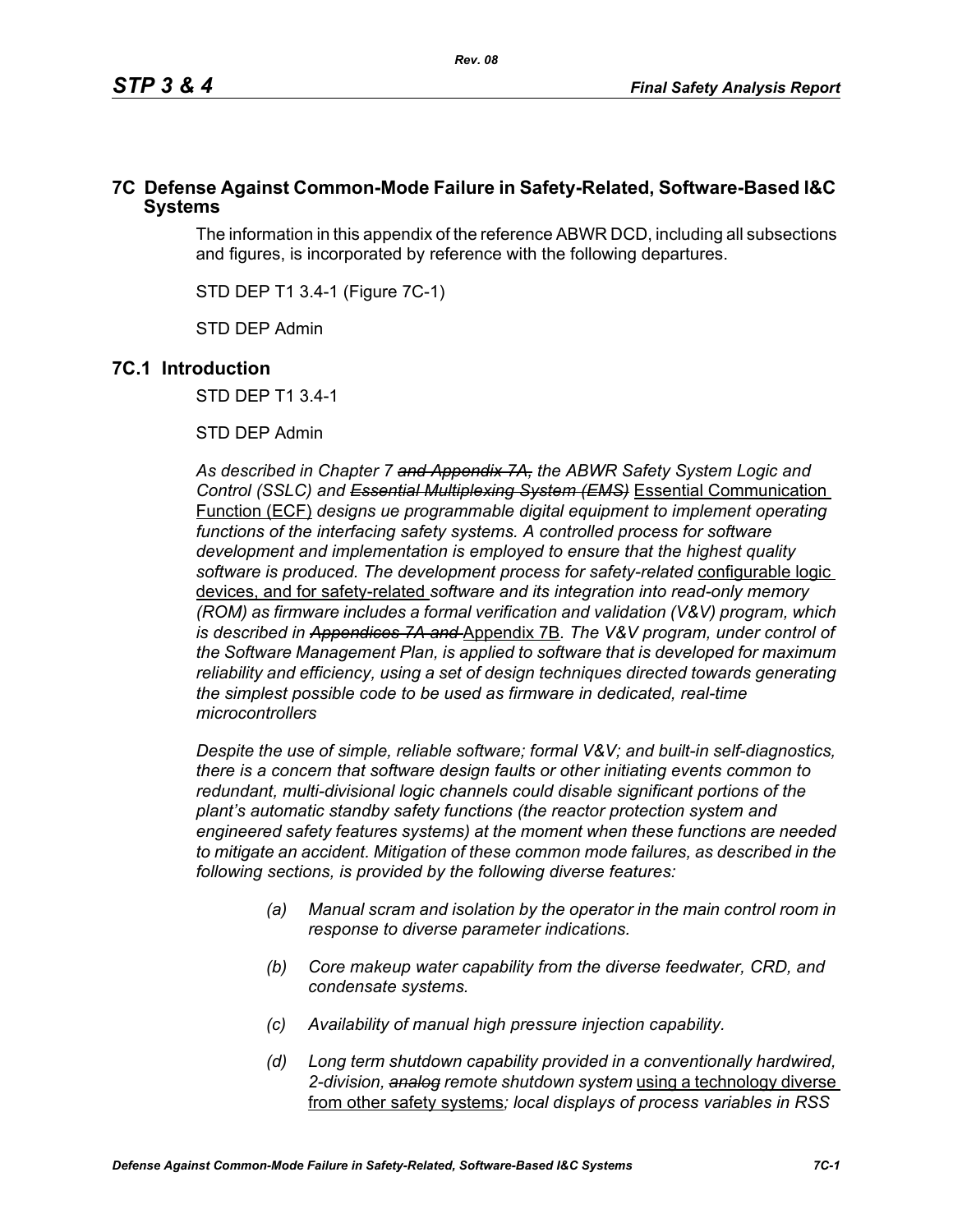## 7C Defense Against Common-Mode Failure in Safety-Related, Software-Based I&C Systems

The information in this appendix of the reference ABWR DCD, including all subsections and figures, is incorporated by reference with the following departures.

STD DEP T1 3.4-1 (Figure 7C-1)

STD DEP Admin

## 7C.1 Introduction

STD DEP T1 3.4-1

STD DEP Admin

*As described in Chapter 7 ~~and Appendix 7A,~~ the ABWR Safety System Logic and Control (SSLC) and ~~Essential Multiplexing System (EMS)~~* Essential Communication Function (ECF) *designs ue programmable digital equipment to implement operating functions of the interfacing safety systems. A controlled process for software development and implementation is employed to ensure that the highest quality software is produced. The development process for safety-related* configurable logic devices, and for safety-related *software and its integration into read-only memory (ROM) as firmware includes a formal verification and validation (V&V) program, which is described in ~~Appendices 7A and~~* Appendix 7B*. The V&V program, under control of the Software Management Plan, is applied to software that is developed for maximum reliability and efficiency, using a set of design techniques directed towards generating the simplest possible code to be used as firmware in dedicated, real-time microcontrollers*

*Despite the use of simple, reliable software; formal V&V; and built-in self-diagnostics, there is a concern that software design faults or other initiating events common to redundant, multi-divisional logic channels could disable significant portions of the plant's automatic standby safety functions (the reactor protection system and engineered safety features systems) at the moment when these functions are needed to mitigate an accident. Mitigation of these common mode failures, as described in the following sections, is provided by the following diverse features:*

- *(a) Manual scram and isolation by the operator in the main control room in response to diverse parameter indications.*
- *(b) Core makeup water capability from the diverse feedwater, CRD, and condensate systems.*
- *(c) Availability of manual high pressure injection capability.*
- *(d) Long term shutdown capability provided in a conventionally hardwired, 2-division, ~~analog~~ remote shutdown system* using a technology diverse from other safety systems*; local displays of process variables in RSS*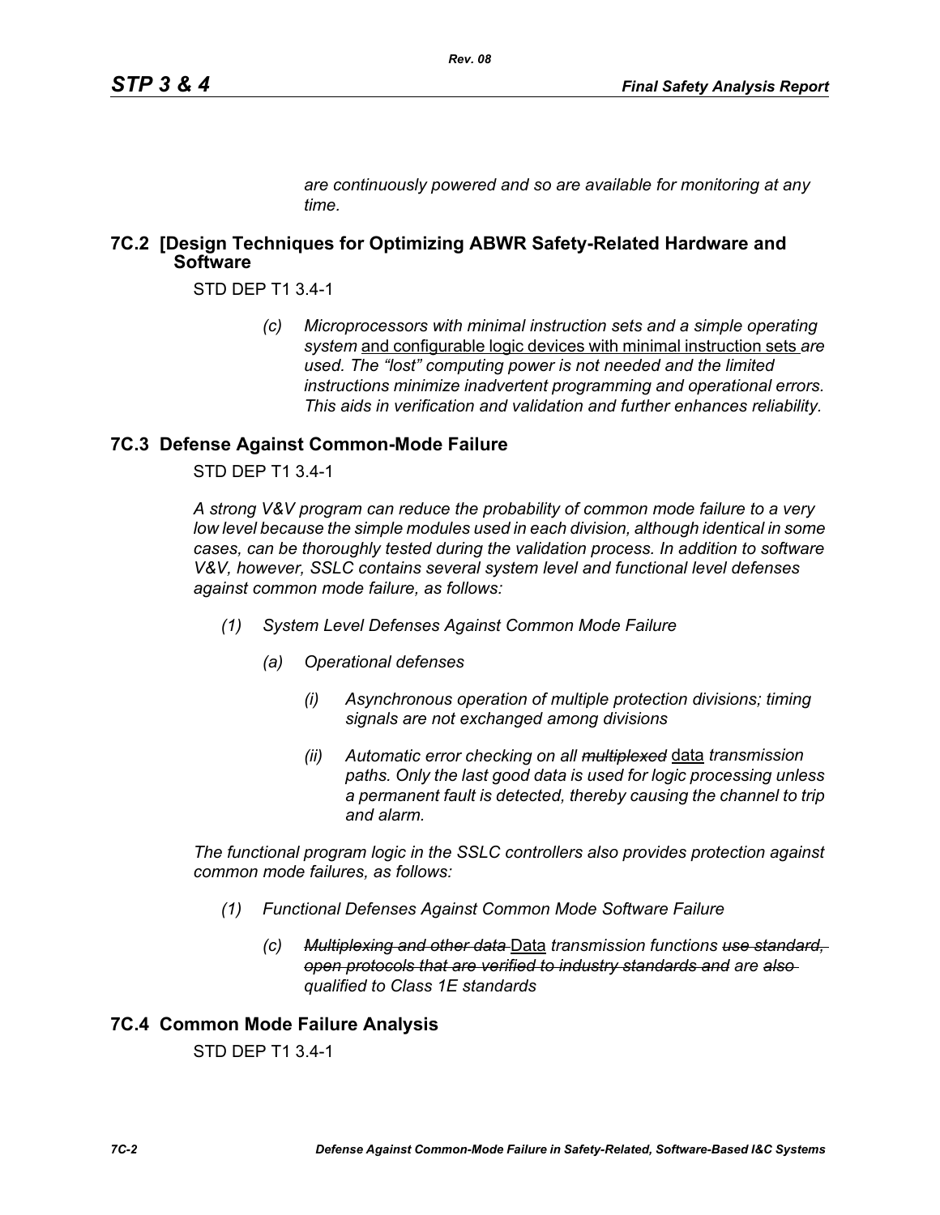*are continuously powered and so are available for monitoring at any time.*

## 7C.2 [Design Techniques for Optimizing ABWR Safety-Related Hardware and Software

STD DEP T1 3.4-1

> *(c) Microprocessors with minimal instruction sets and a simple operating system* <u>and configurable logic devices with minimal instruction sets</u> *are used. The "lost" computing power is not needed and the limited instructions minimize inadvertent programming and operational errors. This aids in verification and validation and further enhances reliability.*

## 7C.3 Defense Against Common-Mode Failure

STD DEP T1 3.4-1

*A strong V&V program can reduce the probability of common mode failure to a very low level because the simple modules used in each division, although identical in some cases, can be thoroughly tested during the validation process. In addition to software V&V, however, SSLC contains several system level and functional level defenses against common mode failure, as follows:*

*(1) System Level Defenses Against Common Mode Failure*

*(a) Operational defenses*

*(i) Asynchronous operation of multiple protection divisions; timing signals are not exchanged among divisions*

*(ii) Automatic error checking on all ~~multiplexed~~* <u>data</u> *transmission paths. Only the last good data is used for logic processing unless a permanent fault is detected, thereby causing the channel to trip and alarm.*

*The functional program logic in the SSLC controllers also provides protection against common mode failures, as follows:*

*(1) Functional Defenses Against Common Mode Software Failure*

*(c) ~~Multiplexing and other data~~* <u>Data</u> *transmission functions ~~use standard, open protocols that are verified to industry standards and~~ are ~~also~~ qualified to Class 1E standards*

## 7C.4 Common Mode Failure Analysis

STD DEP T1 3.4-1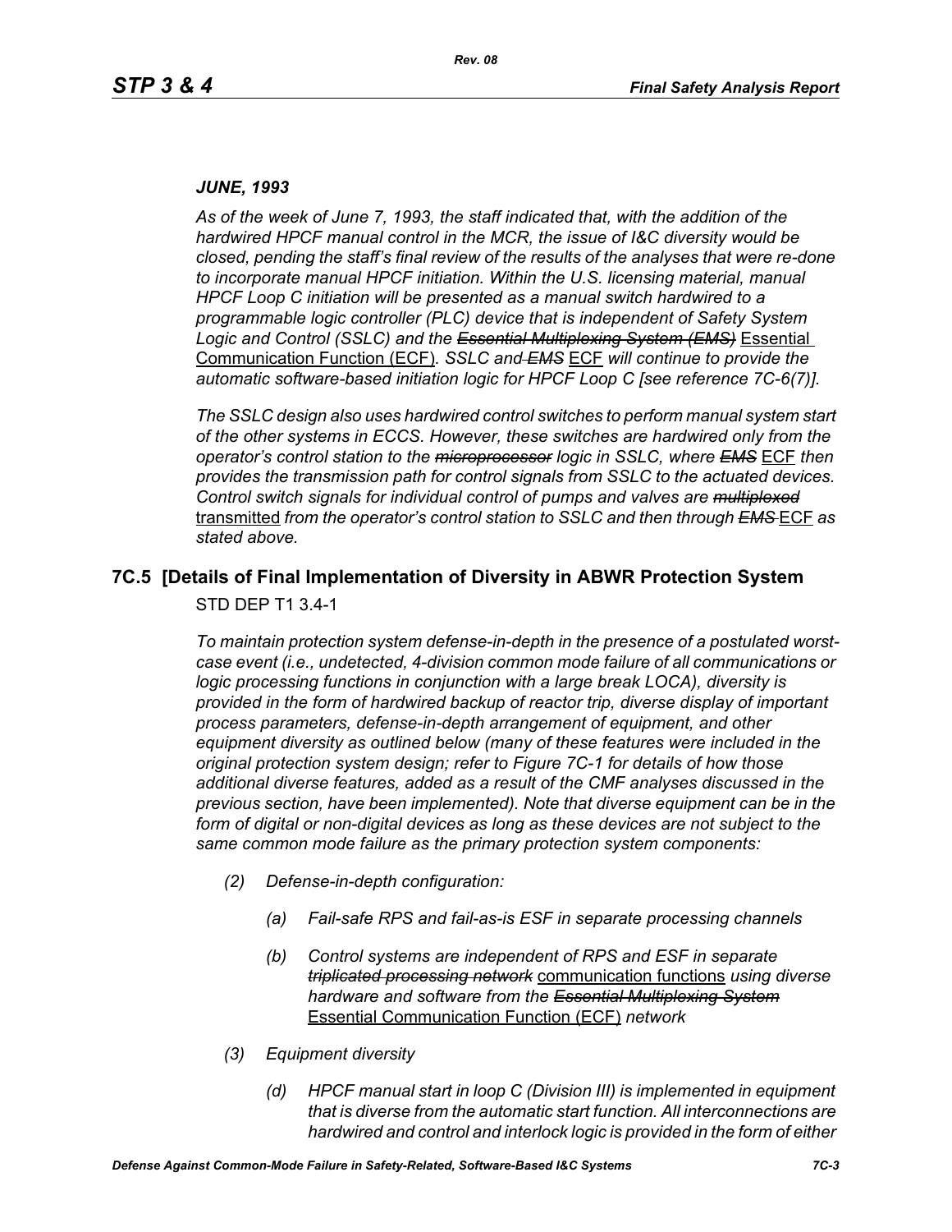*JUNE, 1993*

*As of the week of June 7, 1993, the staff indicated that, with the addition of the hardwired HPCF manual control in the MCR, the issue of I&C diversity would be closed, pending the staff's final review of the results of the analyses that were re-done to incorporate manual HPCF initiation. Within the U.S. licensing material, manual HPCF Loop C initiation will be presented as a manual switch hardwired to a programmable logic controller (PLC) device that is independent of Safety System Logic and Control (SSLC) and the* ~~*Essential Multiplexing System (EMS)*~~ <u>Essential Communication Function (ECF)</u>. *SSLC and* ~~*EMS*~~ <u>ECF</u> *will continue to provide the automatic software-based initiation logic for HPCF Loop C [see reference 7C-6(7)].*

*The SSLC design also uses hardwired control switches to perform manual system start of the other systems in ECCS. However, these switches are hardwired only from the operator's control station to the* ~~*microprocessor*~~ *logic in SSLC, where* ~~*EMS*~~ <u>ECF</u> *then provides the transmission path for control signals from SSLC to the actuated devices. Control switch signals for individual control of pumps and valves are* ~~*multiplexed*~~ <u>transmitted</u> *from the operator's control station to SSLC and then through* ~~*EMS*~~ <u>ECF</u> *as stated above.*

## 7C.5 [Details of Final Implementation of Diversity in ABWR Protection System

STD DEP T1 3.4-1

*To maintain protection system defense-in-depth in the presence of a postulated worst-case event (i.e., undetected, 4-division common mode failure of all communications or logic processing functions in conjunction with a large break LOCA), diversity is provided in the form of hardwired backup of reactor trip, diverse display of important process parameters, defense-in-depth arrangement of equipment, and other equipment diversity as outlined below (many of these features were included in the original protection system design; refer to Figure 7C-1 for details of how those additional diverse features, added as a result of the CMF analyses discussed in the previous section, have been implemented). Note that diverse equipment can be in the form of digital or non-digital devices as long as these devices are not subject to the same common mode failure as the primary protection system components:*

- *(2) Defense-in-depth configuration:*
    - *(a) Fail-safe RPS and fail-as-is ESF in separate processing channels*
    - *(b) Control systems are independent of RPS and ESF in separate* ~~*triplicated processing network*~~ <u>communication functions</u> *using diverse hardware and software from the* ~~*Essential Multiplexing System*~~ <u>Essential Communication Function (ECF)</u> *network*
- *(3) Equipment diversity*
    - *(d) HPCF manual start in loop C (Division III) is implemented in equipment that is diverse from the automatic start function. All interconnections are hardwired and control and interlock logic is provided in the form of either*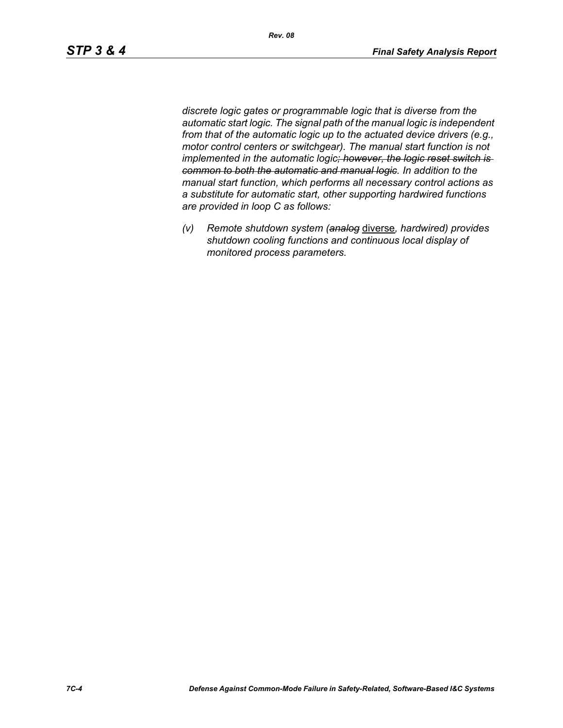*discrete logic gates or programmable logic that is diverse from the automatic start logic. The signal path of the manual logic is independent from that of the automatic logic up to the actuated device drivers (e.g., motor control centers or switchgear). The manual start function is not implemented in the automatic logic~~; however, the logic reset switch is common to both the automatic and manual logic~~. In addition to the manual start function, which performs all necessary control actions as a substitute for automatic start, other supporting hardwired functions are provided in loop C as follows:*

*(v) Remote shutdown system (~~analog~~* <u>diverse</u>*, hardwired) provides shutdown cooling functions and continuous local display of monitored process parameters.*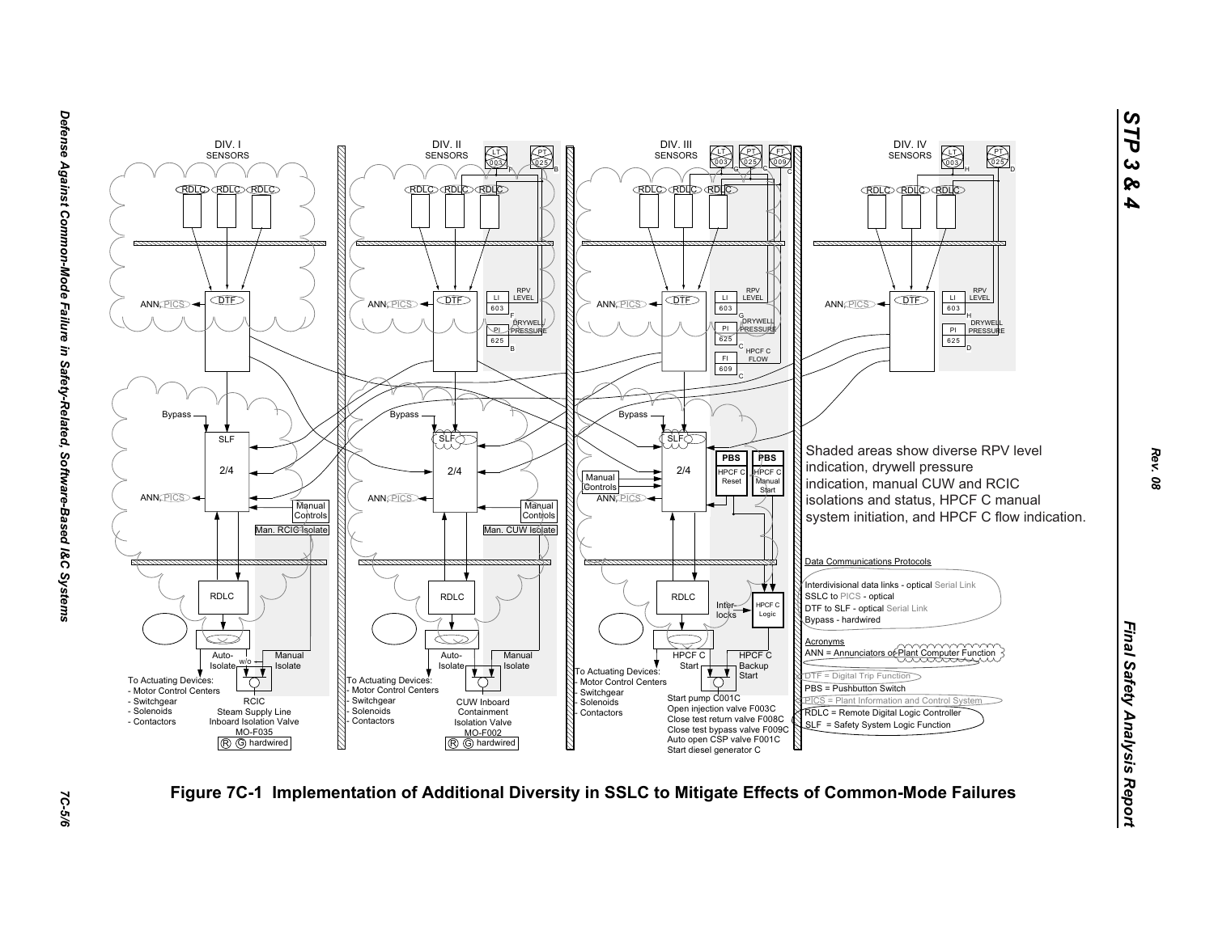DIV. I
SENSORS

RDLC RDLC RDLC

ANN, PICS
DTF

Bypass
SLF
2/4

ANN, PICS
Manual Controls
Man. RCIC Isolate

RDLC

Auto-Isolate
w/o
Manual Isolate

To Actuating Devices:
- Motor Control Centers
- Switchgear
- Solenoids
- Contactors

RCIC
Steam Supply Line
Inboard Isolation Valve
MO-F035
R G hardwired

DIV. II
SENSORS
LT 003 B
PT 025 B

RDLC RDLC RDLC

ANN, PICS
DTF
LI 603
RPV LEVEL
PI 625
DRYWELL PRESSURE

Bypass
SLF
2/4

ANN, PICS
Manual Controls
Man. CUW Isolate

RDLC

Auto-Isolate
Manual Isolate

To Actuating Devices:
- Motor Control Centers
- Switchgear
- Solenoids
- Contactors

CUW Inboard
Containment
Isolation Valve
MO-F002
R G hardwired

DIV. III
SENSORS
LT 003 G
PT 025 C
FT 009 C

RDLC RDLC RDLC

ANN, PICS
DTF
LI 603
RPV LEVEL
PI 625
DRYWELL PRESSURE
FI 609
HPCF C FLOW

Bypass
SLF
2/4
Manual Controls
ANN, PICS
PBS
HPCF C Reset
PBS
HPCF C Manual Start

RDLC
Inter-locks
HPCF C Logic

HPCF C Start
HPCF C Backup Start

To Actuating Devices:
- Motor Control Centers
- Switchgear
- Solenoids
- Contactors

Start pump C001C
Open injection valve F003C
Close test return valve F008C
Close test bypass valve F009C
Auto open CSP valve F001C
Start diesel generator C

DIV. IV
SENSORS
LT 003 H
PT 025 D

RDLC RDLC RDLC

ANN, PICS
DTF
LI 603
RPV LEVEL
PI 625
DRYWELL PRESSURE

Shaded areas show diverse RPV level indication, drywell pressure indication, manual CUW and RCIC isolations and status, HPCF C manual system initiation, and HPCF C flow indication.

Data Communications Protocols

Interdivisional data links - optical Serial Link
SSLC to PICS - optical
DTF to SLF - optical Serial Link
Bypass - hardwired

Acronyms

ANN = Annunciators or Plant Computer Function
DTF = Digital Trip Function
PBS = Pushbutton Switch
PICS = Plant Information and Control System
RDLC = Remote Digital Logic Controller
SLF = Safety System Logic Function

**Figure 7C-1 Implementation of Additional Diversity in SSLC to Mitigate Effects of Common-Mode Failures**